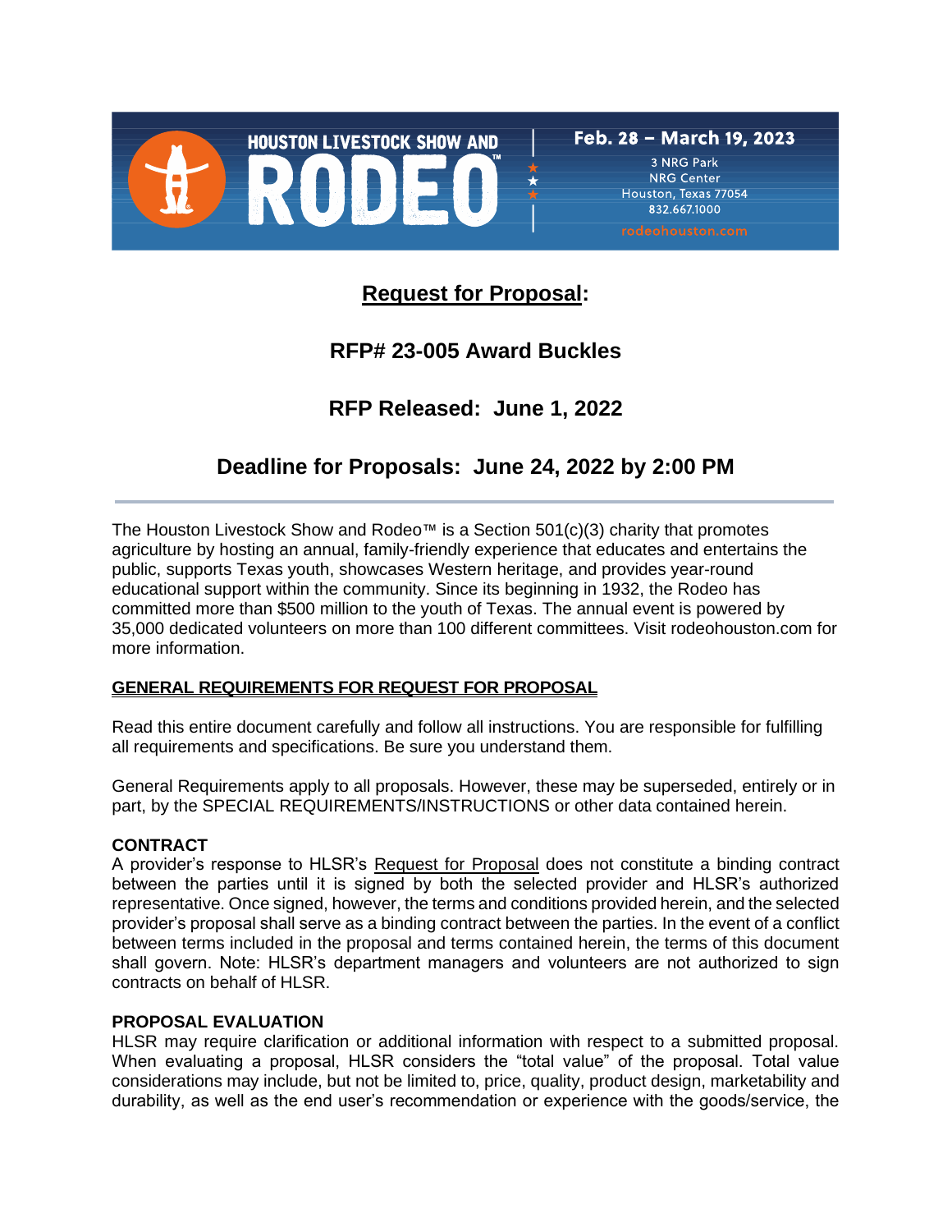HOUSTON LIVESTOCK SHOW AND RODEO™

Feb. 28 – March 19, 2023
3 NRG Park
NRG Center
Houston, Texas 77054
832.667.1000
rodeohouston.com

# Request for Proposal:

# RFP# 23-005 Award Buckles

# RFP Released: June 1, 2022

# Deadline for Proposals: June 24, 2022 by 2:00 PM

---

The Houston Livestock Show and Rodeo™ is a Section 501(c)(3) charity that promotes agriculture by hosting an annual, family-friendly experience that educates and entertains the public, supports Texas youth, showcases Western heritage, and provides year-round educational support within the community. Since its beginning in 1932, the Rodeo has committed more than $500 million to the youth of Texas. The annual event is powered by 35,000 dedicated volunteers on more than 100 different committees. Visit rodeohouston.com for more information.

## GENERAL REQUIREMENTS FOR REQUEST FOR PROPOSAL

Read this entire document carefully and follow all instructions. You are responsible for fulfilling all requirements and specifications. Be sure you understand them.

General Requirements apply to all proposals. However, these may be superseded, entirely or in part, by the SPECIAL REQUIREMENTS/INSTRUCTIONS or other data contained herein.

### CONTRACT

A provider's response to HLSR's Request for Proposal does not constitute a binding contract between the parties until it is signed by both the selected provider and HLSR's authorized representative. Once signed, however, the terms and conditions provided herein, and the selected provider's proposal shall serve as a binding contract between the parties. In the event of a conflict between terms included in the proposal and terms contained herein, the terms of this document shall govern. Note: HLSR's department managers and volunteers are not authorized to sign contracts on behalf of HLSR.

### PROPOSAL EVALUATION

HLSR may require clarification or additional information with respect to a submitted proposal. When evaluating a proposal, HLSR considers the "total value" of the proposal. Total value considerations may include, but not be limited to, price, quality, product design, marketability and durability, as well as the end user's recommendation or experience with the goods/service, the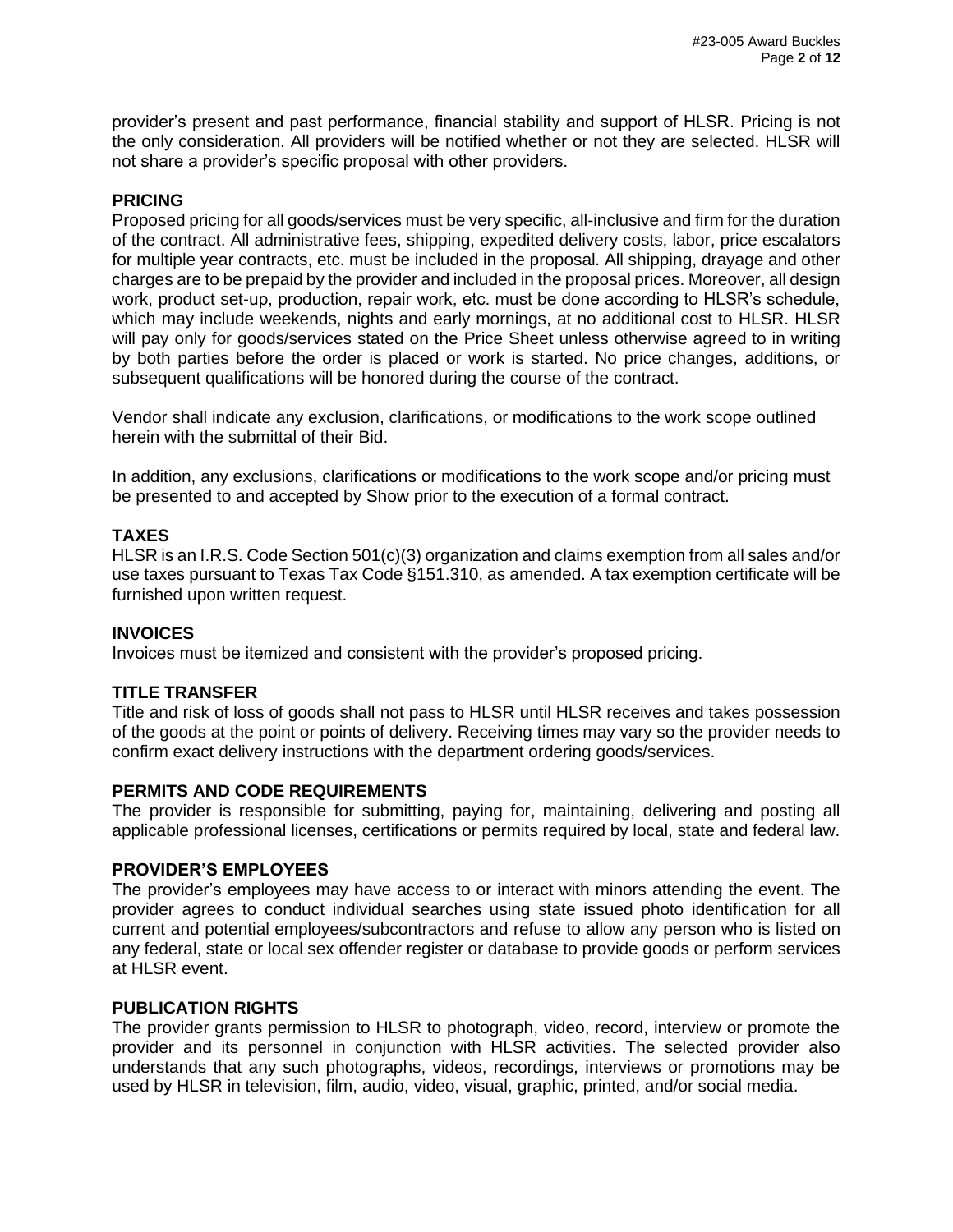provider's present and past performance, financial stability and support of HLSR. Pricing is not the only consideration. All providers will be notified whether or not they are selected. HLSR will not share a provider's specific proposal with other providers.

### PRICING

Proposed pricing for all goods/services must be very specific, all-inclusive and firm for the duration of the contract. All administrative fees, shipping, expedited delivery costs, labor, price escalators for multiple year contracts, etc. must be included in the proposal. All shipping, drayage and other charges are to be prepaid by the provider and included in the proposal prices. Moreover, all design work, product set-up, production, repair work, etc. must be done according to HLSR's schedule, which may include weekends, nights and early mornings, at no additional cost to HLSR. HLSR will pay only for goods/services stated on the Price Sheet unless otherwise agreed to in writing by both parties before the order is placed or work is started. No price changes, additions, or subsequent qualifications will be honored during the course of the contract.

Vendor shall indicate any exclusion, clarifications, or modifications to the work scope outlined herein with the submittal of their Bid.

In addition, any exclusions, clarifications or modifications to the work scope and/or pricing must be presented to and accepted by Show prior to the execution of a formal contract.

### TAXES

HLSR is an I.R.S. Code Section 501(c)(3) organization and claims exemption from all sales and/or use taxes pursuant to Texas Tax Code §151.310, as amended. A tax exemption certificate will be furnished upon written request.

### INVOICES

Invoices must be itemized and consistent with the provider's proposed pricing.

### TITLE TRANSFER

Title and risk of loss of goods shall not pass to HLSR until HLSR receives and takes possession of the goods at the point or points of delivery. Receiving times may vary so the provider needs to confirm exact delivery instructions with the department ordering goods/services.

### PERMITS AND CODE REQUIREMENTS

The provider is responsible for submitting, paying for, maintaining, delivering and posting all applicable professional licenses, certifications or permits required by local, state and federal law.

### PROVIDER'S EMPLOYEES

The provider's employees may have access to or interact with minors attending the event. The provider agrees to conduct individual searches using state issued photo identification for all current and potential employees/subcontractors and refuse to allow any person who is listed on any federal, state or local sex offender register or database to provide goods or perform services at HLSR event.

### PUBLICATION RIGHTS

The provider grants permission to HLSR to photograph, video, record, interview or promote the provider and its personnel in conjunction with HLSR activities. The selected provider also understands that any such photographs, videos, recordings, interviews or promotions may be used by HLSR in television, film, audio, video, visual, graphic, printed, and/or social media.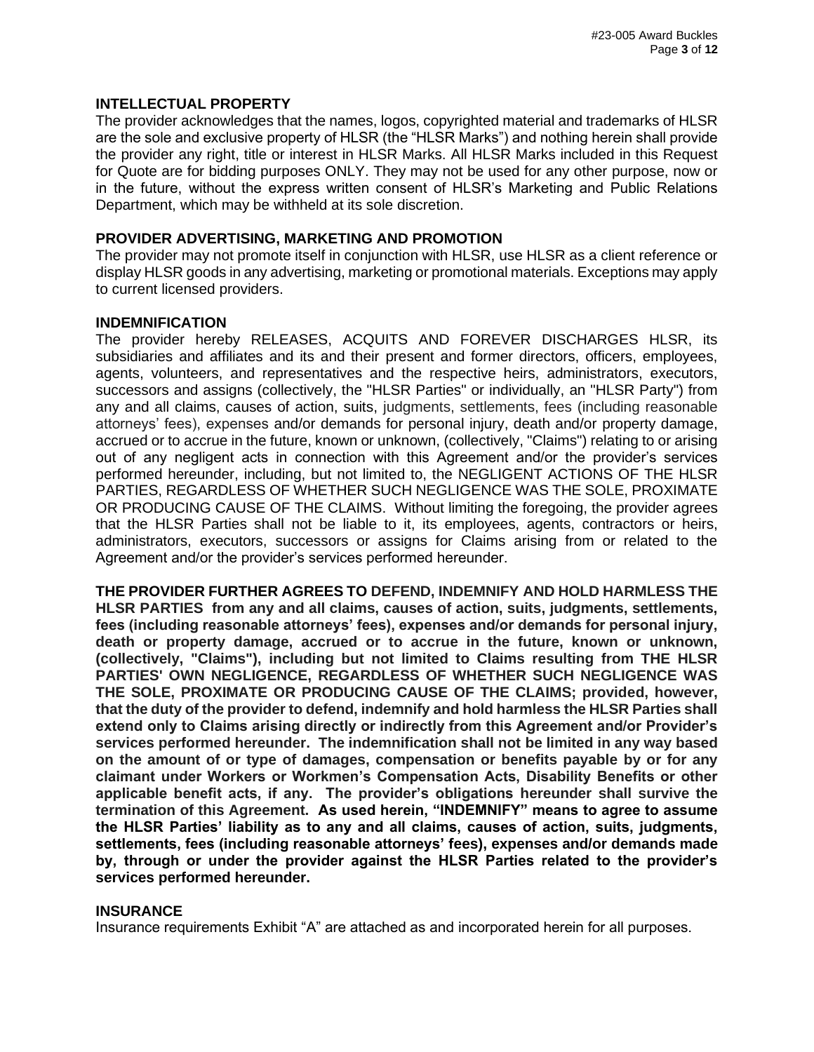## INTELLECTUAL PROPERTY

The provider acknowledges that the names, logos, copyrighted material and trademarks of HLSR are the sole and exclusive property of HLSR (the "HLSR Marks") and nothing herein shall provide the provider any right, title or interest in HLSR Marks. All HLSR Marks included in this Request for Quote are for bidding purposes ONLY. They may not be used for any other purpose, now or in the future, without the express written consent of HLSR's Marketing and Public Relations Department, which may be withheld at its sole discretion.

## PROVIDER ADVERTISING, MARKETING AND PROMOTION

The provider may not promote itself in conjunction with HLSR, use HLSR as a client reference or display HLSR goods in any advertising, marketing or promotional materials. Exceptions may apply to current licensed providers.

## INDEMNIFICATION

The provider hereby RELEASES, ACQUITS AND FOREVER DISCHARGES HLSR, its subsidiaries and affiliates and its and their present and former directors, officers, employees, agents, volunteers, and representatives and the respective heirs, administrators, executors, successors and assigns (collectively, the "HLSR Parties" or individually, an "HLSR Party") from any and all claims, causes of action, suits, judgments, settlements, fees (including reasonable attorneys' fees), expenses and/or demands for personal injury, death and/or property damage, accrued or to accrue in the future, known or unknown, (collectively, "Claims") relating to or arising out of any negligent acts in connection with this Agreement and/or the provider's services performed hereunder, including, but not limited to, the NEGLIGENT ACTIONS OF THE HLSR PARTIES, REGARDLESS OF WHETHER SUCH NEGLIGENCE WAS THE SOLE, PROXIMATE OR PRODUCING CAUSE OF THE CLAIMS. Without limiting the foregoing, the provider agrees that the HLSR Parties shall not be liable to it, its employees, agents, contractors or heirs, administrators, executors, successors or assigns for Claims arising from or related to the Agreement and/or the provider's services performed hereunder.

**THE PROVIDER FURTHER AGREES TO DEFEND, INDEMNIFY AND HOLD HARMLESS THE HLSR PARTIES from any and all claims, causes of action, suits, judgments, settlements, fees (including reasonable attorneys' fees), expenses and/or demands for personal injury, death or property damage, accrued or to accrue in the future, known or unknown, (collectively, "Claims"), including but not limited to Claims resulting from THE HLSR PARTIES' OWN NEGLIGENCE, REGARDLESS OF WHETHER SUCH NEGLIGENCE WAS THE SOLE, PROXIMATE OR PRODUCING CAUSE OF THE CLAIMS; provided, however, that the duty of the provider to defend, indemnify and hold harmless the HLSR Parties shall extend only to Claims arising directly or indirectly from this Agreement and/or Provider's services performed hereunder. The indemnification shall not be limited in any way based on the amount of or type of damages, compensation or benefits payable by or for any claimant under Workers or Workmen's Compensation Acts, Disability Benefits or other applicable benefit acts, if any. The provider's obligations hereunder shall survive the termination of this Agreement. As used herein, "INDEMNIFY" means to agree to assume the HLSR Parties' liability as to any and all claims, causes of action, suits, judgments, settlements, fees (including reasonable attorneys' fees), expenses and/or demands made by, through or under the provider against the HLSR Parties related to the provider's services performed hereunder.**

## INSURANCE

Insurance requirements Exhibit "A" are attached as and incorporated herein for all purposes.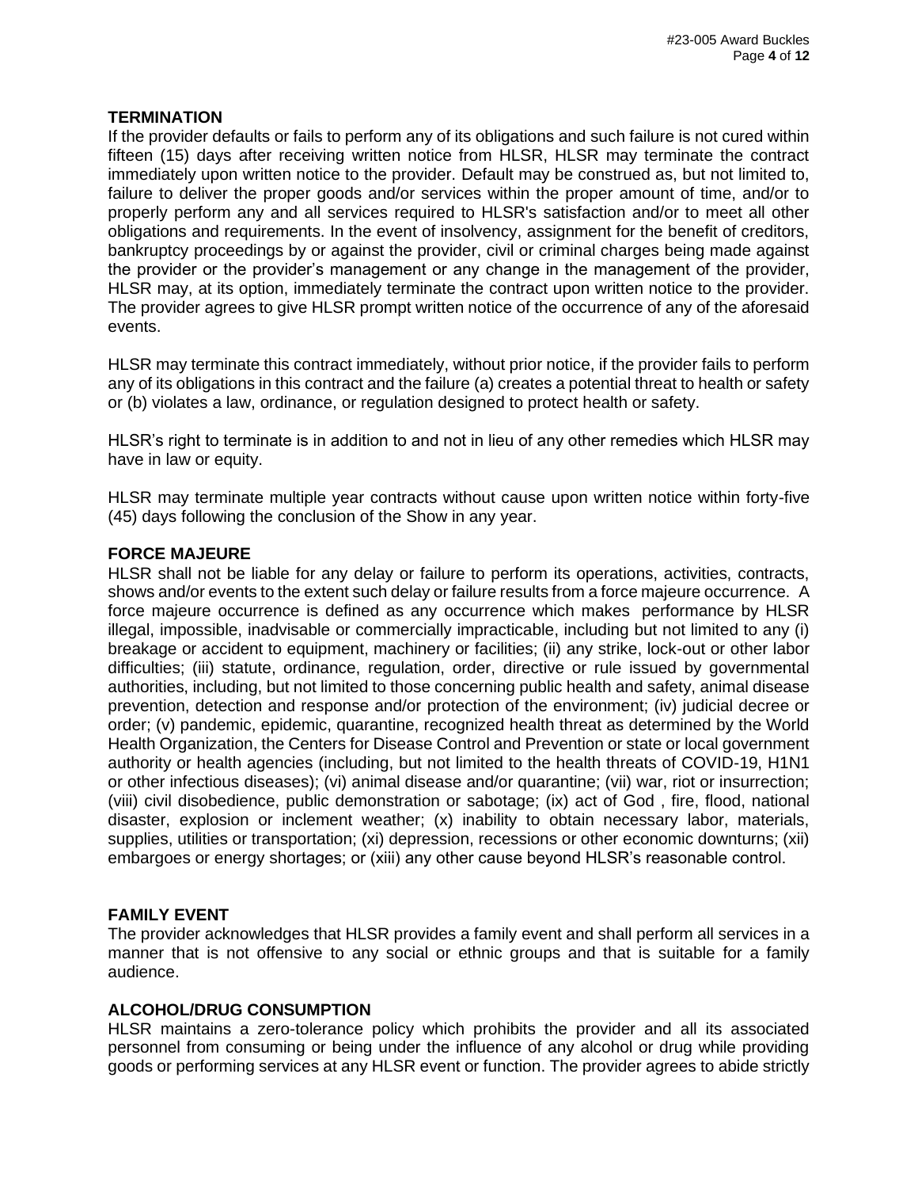## TERMINATION

If the provider defaults or fails to perform any of its obligations and such failure is not cured within fifteen (15) days after receiving written notice from HLSR, HLSR may terminate the contract immediately upon written notice to the provider. Default may be construed as, but not limited to, failure to deliver the proper goods and/or services within the proper amount of time, and/or to properly perform any and all services required to HLSR's satisfaction and/or to meet all other obligations and requirements. In the event of insolvency, assignment for the benefit of creditors, bankruptcy proceedings by or against the provider, civil or criminal charges being made against the provider or the provider's management or any change in the management of the provider, HLSR may, at its option, immediately terminate the contract upon written notice to the provider. The provider agrees to give HLSR prompt written notice of the occurrence of any of the aforesaid events.

HLSR may terminate this contract immediately, without prior notice, if the provider fails to perform any of its obligations in this contract and the failure (a) creates a potential threat to health or safety or (b) violates a law, ordinance, or regulation designed to protect health or safety.

HLSR's right to terminate is in addition to and not in lieu of any other remedies which HLSR may have in law or equity.

HLSR may terminate multiple year contracts without cause upon written notice within forty-five (45) days following the conclusion of the Show in any year.

## FORCE MAJEURE

HLSR shall not be liable for any delay or failure to perform its operations, activities, contracts, shows and/or events to the extent such delay or failure results from a force majeure occurrence. A force majeure occurrence is defined as any occurrence which makes performance by HLSR illegal, impossible, inadvisable or commercially impracticable, including but not limited to any (i) breakage or accident to equipment, machinery or facilities; (ii) any strike, lock-out or other labor difficulties; (iii) statute, ordinance, regulation, order, directive or rule issued by governmental authorities, including, but not limited to those concerning public health and safety, animal disease prevention, detection and response and/or protection of the environment; (iv) judicial decree or order; (v) pandemic, epidemic, quarantine, recognized health threat as determined by the World Health Organization, the Centers for Disease Control and Prevention or state or local government authority or health agencies (including, but not limited to the health threats of COVID-19, H1N1 or other infectious diseases); (vi) animal disease and/or quarantine; (vii) war, riot or insurrection; (viii) civil disobedience, public demonstration or sabotage; (ix) act of God , fire, flood, national disaster, explosion or inclement weather; (x) inability to obtain necessary labor, materials, supplies, utilities or transportation; (xi) depression, recessions or other economic downturns; (xii) embargoes or energy shortages; or (xiii) any other cause beyond HLSR's reasonable control.

## FAMILY EVENT

The provider acknowledges that HLSR provides a family event and shall perform all services in a manner that is not offensive to any social or ethnic groups and that is suitable for a family audience.

## ALCOHOL/DRUG CONSUMPTION

HLSR maintains a zero-tolerance policy which prohibits the provider and all its associated personnel from consuming or being under the influence of any alcohol or drug while providing goods or performing services at any HLSR event or function. The provider agrees to abide strictly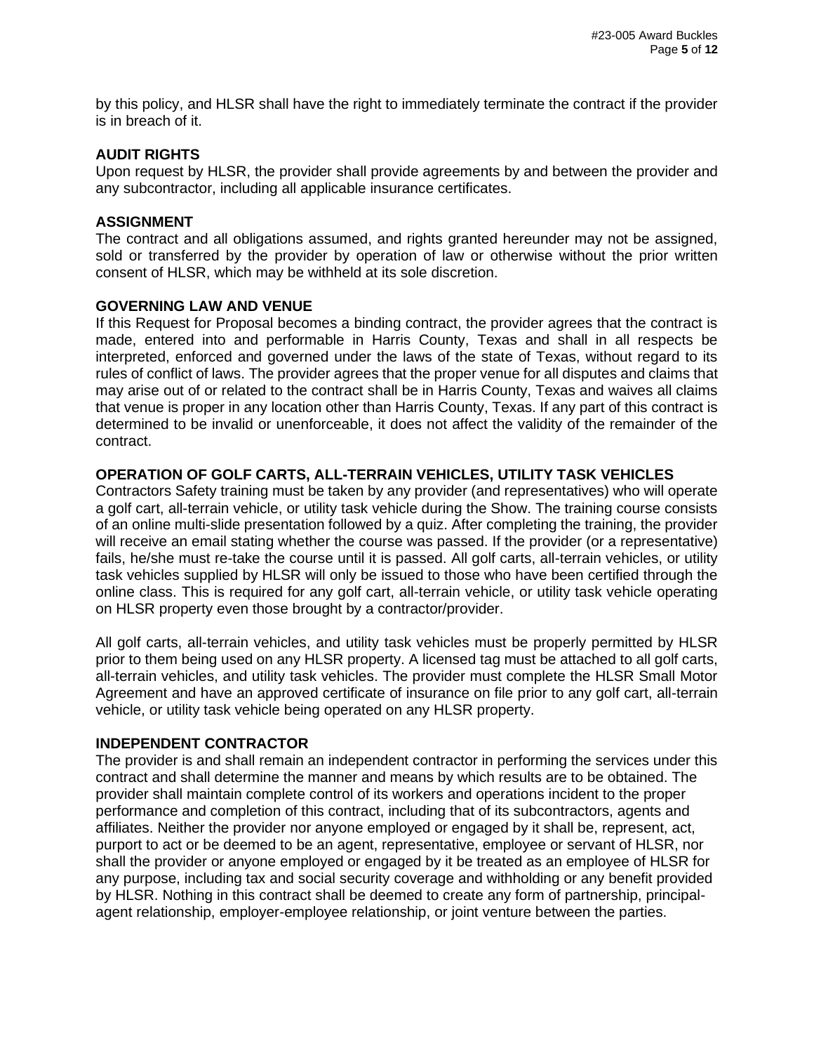by this policy, and HLSR shall have the right to immediately terminate the contract if the provider is in breach of it.

## AUDIT RIGHTS

Upon request by HLSR, the provider shall provide agreements by and between the provider and any subcontractor, including all applicable insurance certificates.

## ASSIGNMENT

The contract and all obligations assumed, and rights granted hereunder may not be assigned, sold or transferred by the provider by operation of law or otherwise without the prior written consent of HLSR, which may be withheld at its sole discretion.

## GOVERNING LAW AND VENUE

If this Request for Proposal becomes a binding contract, the provider agrees that the contract is made, entered into and performable in Harris County, Texas and shall in all respects be interpreted, enforced and governed under the laws of the state of Texas, without regard to its rules of conflict of laws. The provider agrees that the proper venue for all disputes and claims that may arise out of or related to the contract shall be in Harris County, Texas and waives all claims that venue is proper in any location other than Harris County, Texas. If any part of this contract is determined to be invalid or unenforceable, it does not affect the validity of the remainder of the contract.

## OPERATION OF GOLF CARTS, ALL-TERRAIN VEHICLES, UTILITY TASK VEHICLES

Contractors Safety training must be taken by any provider (and representatives) who will operate a golf cart, all-terrain vehicle, or utility task vehicle during the Show. The training course consists of an online multi-slide presentation followed by a quiz. After completing the training, the provider will receive an email stating whether the course was passed. If the provider (or a representative) fails, he/she must re-take the course until it is passed. All golf carts, all-terrain vehicles, or utility task vehicles supplied by HLSR will only be issued to those who have been certified through the online class. This is required for any golf cart, all-terrain vehicle, or utility task vehicle operating on HLSR property even those brought by a contractor/provider.

All golf carts, all-terrain vehicles, and utility task vehicles must be properly permitted by HLSR prior to them being used on any HLSR property. A licensed tag must be attached to all golf carts, all-terrain vehicles, and utility task vehicles. The provider must complete the HLSR Small Motor Agreement and have an approved certificate of insurance on file prior to any golf cart, all-terrain vehicle, or utility task vehicle being operated on any HLSR property.

## INDEPENDENT CONTRACTOR

The provider is and shall remain an independent contractor in performing the services under this contract and shall determine the manner and means by which results are to be obtained. The provider shall maintain complete control of its workers and operations incident to the proper performance and completion of this contract, including that of its subcontractors, agents and affiliates. Neither the provider nor anyone employed or engaged by it shall be, represent, act, purport to act or be deemed to be an agent, representative, employee or servant of HLSR, nor shall the provider or anyone employed or engaged by it be treated as an employee of HLSR for any purpose, including tax and social security coverage and withholding or any benefit provided by HLSR. Nothing in this contract shall be deemed to create any form of partnership, principal-agent relationship, employer-employee relationship, or joint venture between the parties.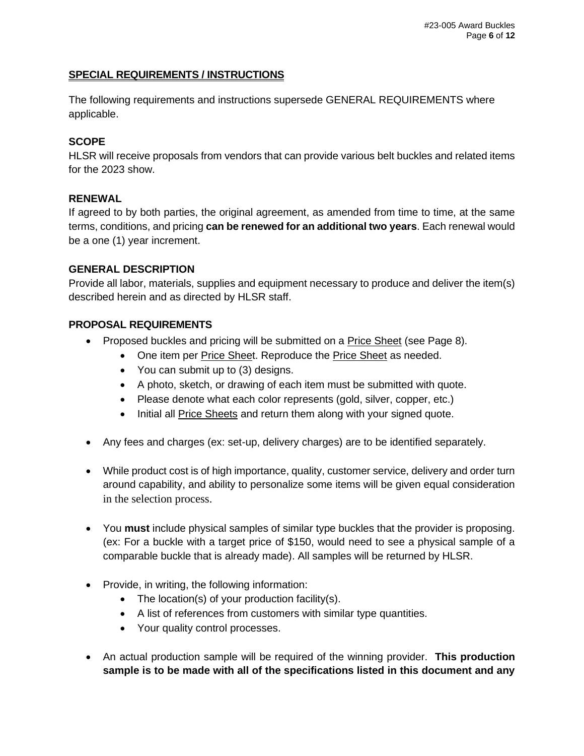## SPECIAL REQUIREMENTS / INSTRUCTIONS

The following requirements and instructions supersede GENERAL REQUIREMENTS where applicable.

### SCOPE

HLSR will receive proposals from vendors that can provide various belt buckles and related items for the 2023 show.

### RENEWAL

If agreed to by both parties, the original agreement, as amended from time to time, at the same terms, conditions, and pricing **can be renewed for an additional two years**. Each renewal would be a one (1) year increment.

### GENERAL DESCRIPTION

Provide all labor, materials, supplies and equipment necessary to produce and deliver the item(s) described herein and as directed by HLSR staff.

### PROPOSAL REQUIREMENTS

- Proposed buckles and pricing will be submitted on a Price Sheet (see Page 8).
  - One item per Price Sheet. Reproduce the Price Sheet as needed.
  - You can submit up to (3) designs.
  - A photo, sketch, or drawing of each item must be submitted with quote.
  - Please denote what each color represents (gold, silver, copper, etc.)
  - Initial all Price Sheets and return them along with your signed quote.

- Any fees and charges (ex: set-up, delivery charges) are to be identified separately.

- While product cost is of high importance, quality, customer service, delivery and order turn around capability, and ability to personalize some items will be given equal consideration in the selection process.

- You **must** include physical samples of similar type buckles that the provider is proposing. (ex: For a buckle with a target price of $150, would need to see a physical sample of a comparable buckle that is already made). All samples will be returned by HLSR.

- Provide, in writing, the following information:
  - The location(s) of your production facility(s).
  - A list of references from customers with similar type quantities.
  - Your quality control processes.

- An actual production sample will be required of the winning provider. **This production sample is to be made with all of the specifications listed in this document and any**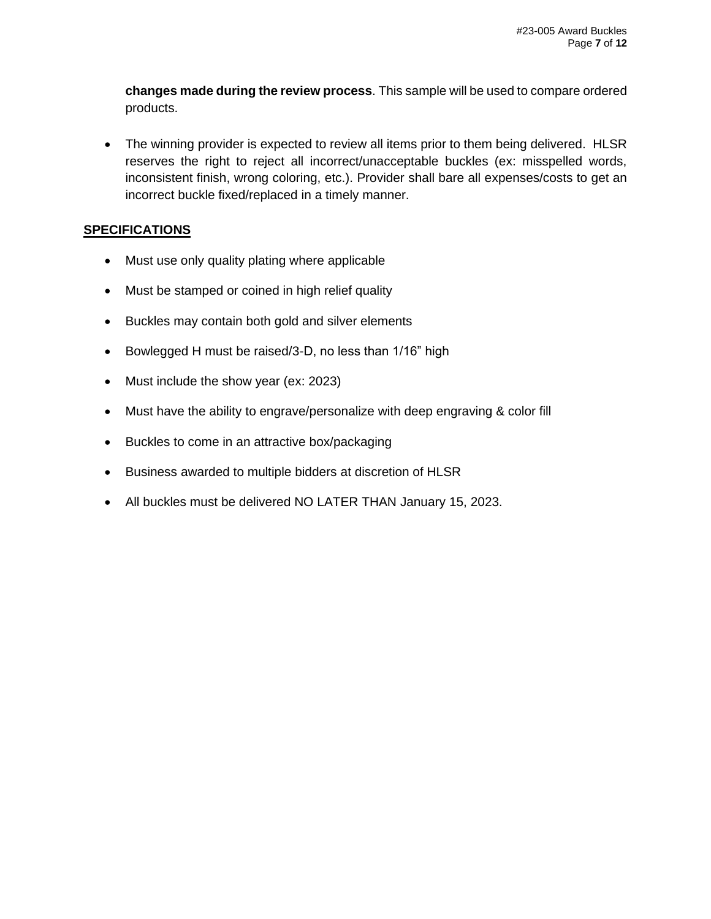**changes made during the review process**. This sample will be used to compare ordered products.

- The winning provider is expected to review all items prior to them being delivered. HLSR reserves the right to reject all incorrect/unacceptable buckles (ex: misspelled words, inconsistent finish, wrong coloring, etc.). Provider shall bare all expenses/costs to get an incorrect buckle fixed/replaced in a timely manner.

**SPECIFICATIONS**

- Must use only quality plating where applicable
- Must be stamped or coined in high relief quality
- Buckles may contain both gold and silver elements
- Bowlegged H must be raised/3-D, no less than 1/16" high
- Must include the show year (ex: 2023)
- Must have the ability to engrave/personalize with deep engraving & color fill
- Buckles to come in an attractive box/packaging
- Business awarded to multiple bidders at discretion of HLSR
- All buckles must be delivered NO LATER THAN January 15, 2023.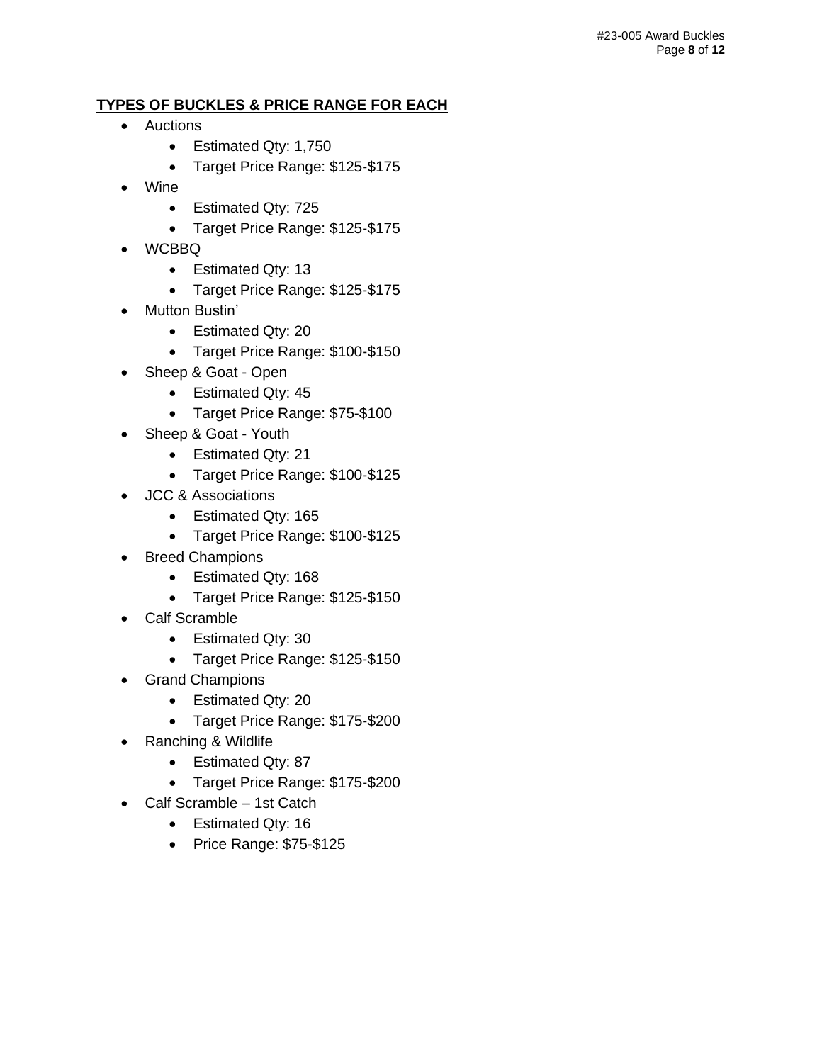**TYPES OF BUCKLES & PRICE RANGE FOR EACH**

- Auctions
  - Estimated Qty: 1,750
  - Target Price Range: $125-$175
- Wine
  - Estimated Qty: 725
  - Target Price Range: $125-$175
- WCBBQ
  - Estimated Qty: 13
  - Target Price Range: $125-$175
- Mutton Bustin'
  - Estimated Qty: 20
  - Target Price Range: $100-$150
- Sheep & Goat - Open
  - Estimated Qty: 45
  - Target Price Range: $75-$100
- Sheep & Goat - Youth
  - Estimated Qty: 21
  - Target Price Range: $100-$125
- JCC & Associations
  - Estimated Qty: 165
  - Target Price Range: $100-$125
- Breed Champions
  - Estimated Qty: 168
  - Target Price Range: $125-$150
- Calf Scramble
  - Estimated Qty: 30
  - Target Price Range: $125-$150
- Grand Champions
  - Estimated Qty: 20
  - Target Price Range: $175-$200
- Ranching & Wildlife
  - Estimated Qty: 87
  - Target Price Range: $175-$200
- Calf Scramble – 1st Catch
  - Estimated Qty: 16
  - Price Range: $75-$125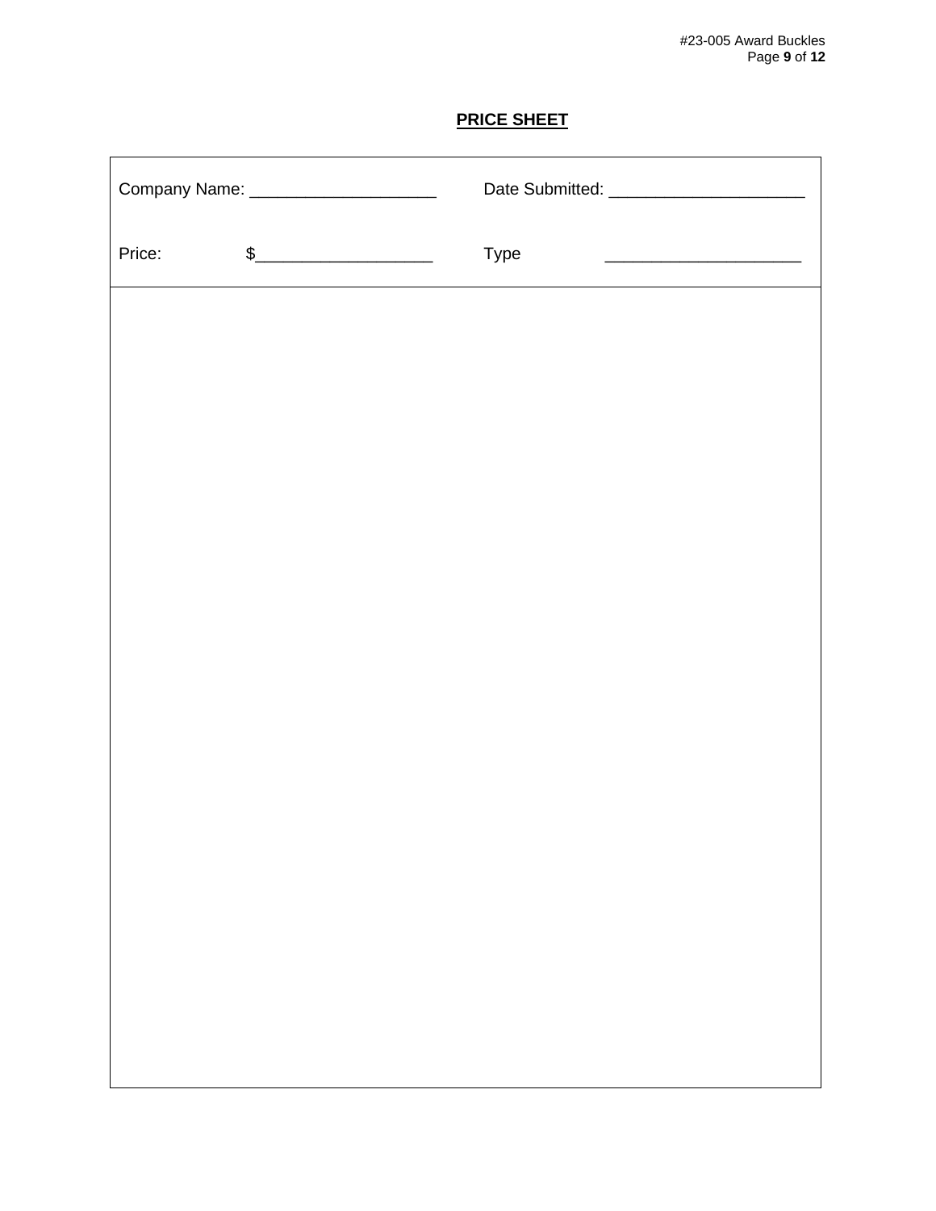**PRICE SHEET**

| Company Name: ____________________ | Date Submitted: _____________________ |
|---|---|
| Price: $___________________ | Type _____________________ |
| | |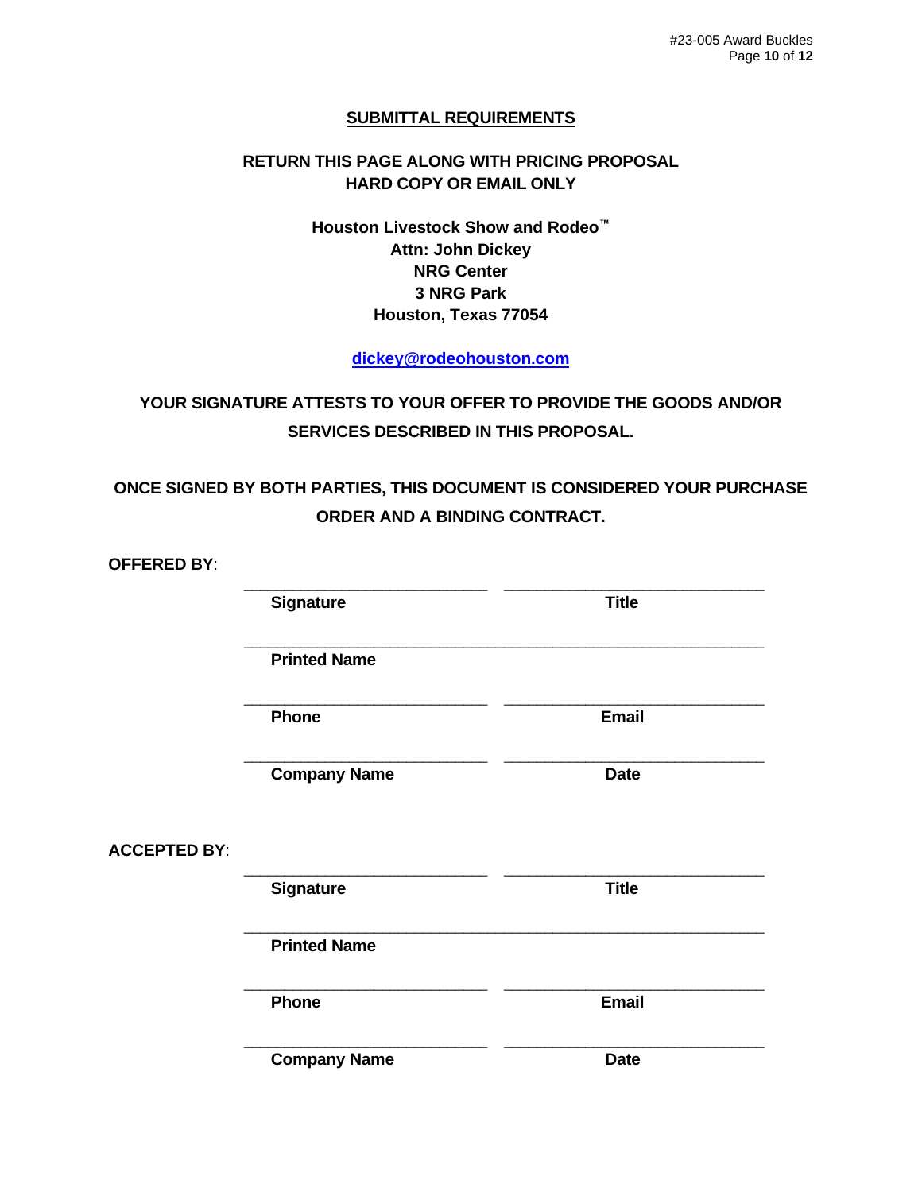## SUBMITTAL REQUIREMENTS

**RETURN THIS PAGE ALONG WITH PRICING PROPOSAL**
**HARD COPY OR EMAIL ONLY**

**Houston Livestock Show and Rodeo™**
**Attn: John Dickey**
**NRG Center**
**3 NRG Park**
**Houston, Texas 77054**

**dickey@rodeohouston.com**

**YOUR SIGNATURE ATTESTS TO YOUR OFFER TO PROVIDE THE GOODS AND/OR SERVICES DESCRIBED IN THIS PROPOSAL.**

**ONCE SIGNED BY BOTH PARTIES, THIS DOCUMENT IS CONSIDERED YOUR PURCHASE ORDER AND A BINDING CONTRACT.**

**OFFERED BY**:

| | |
|---|---|
| ____________________________ | ____________________________ |
| **Signature** | **Title** |
| ____________________________ | |
| **Printed Name** | |
| ____________________________ | ____________________________ |
| **Phone** | **Email** |
| ____________________________ | ____________________________ |
| **Company Name** | **Date** |

**ACCEPTED BY**:

| | |
|---|---|
| ____________________________ | ____________________________ |
| **Signature** | **Title** |
| ____________________________ | |
| **Printed Name** | |
| ____________________________ | ____________________________ |
| **Phone** | **Email** |
| ____________________________ | ____________________________ |
| **Company Name** | **Date** |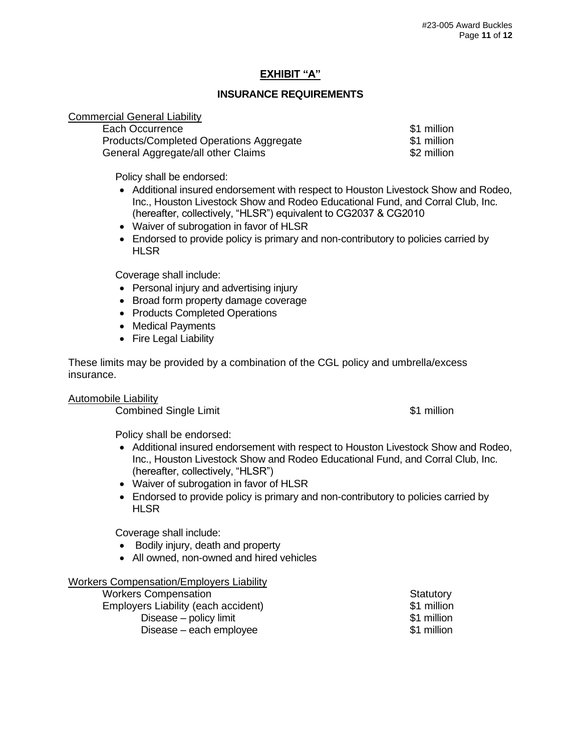## EXHIBIT "A"

### INSURANCE REQUIREMENTS

Commercial General Liability

| | |
|---|---|
| Each Occurrence | $1 million |
| Products/Completed Operations Aggregate | $1 million |
| General Aggregate/all other Claims | $2 million |

Policy shall be endorsed:

- Additional insured endorsement with respect to Houston Livestock Show and Rodeo, Inc., Houston Livestock Show and Rodeo Educational Fund, and Corral Club, Inc. (hereafter, collectively, "HLSR") equivalent to CG2037 & CG2010
- Waiver of subrogation in favor of HLSR
- Endorsed to provide policy is primary and non-contributory to policies carried by HLSR

Coverage shall include:

- Personal injury and advertising injury
- Broad form property damage coverage
- Products Completed Operations
- Medical Payments
- Fire Legal Liability

These limits may be provided by a combination of the CGL policy and umbrella/excess insurance.

Automobile Liability

| | |
|---|---|
| Combined Single Limit | $1 million |

Policy shall be endorsed:

- Additional insured endorsement with respect to Houston Livestock Show and Rodeo, Inc., Houston Livestock Show and Rodeo Educational Fund, and Corral Club, Inc. (hereafter, collectively, "HLSR")
- Waiver of subrogation in favor of HLSR
- Endorsed to provide policy is primary and non-contributory to policies carried by HLSR

Coverage shall include:

- Bodily injury, death and property
- All owned, non-owned and hired vehicles

Workers Compensation/Employers Liability

| | |
|---|---|
| Workers Compensation | Statutory |
| Employers Liability (each accident) | $1 million |
| Disease – policy limit | $1 million |
| Disease – each employee | $1 million |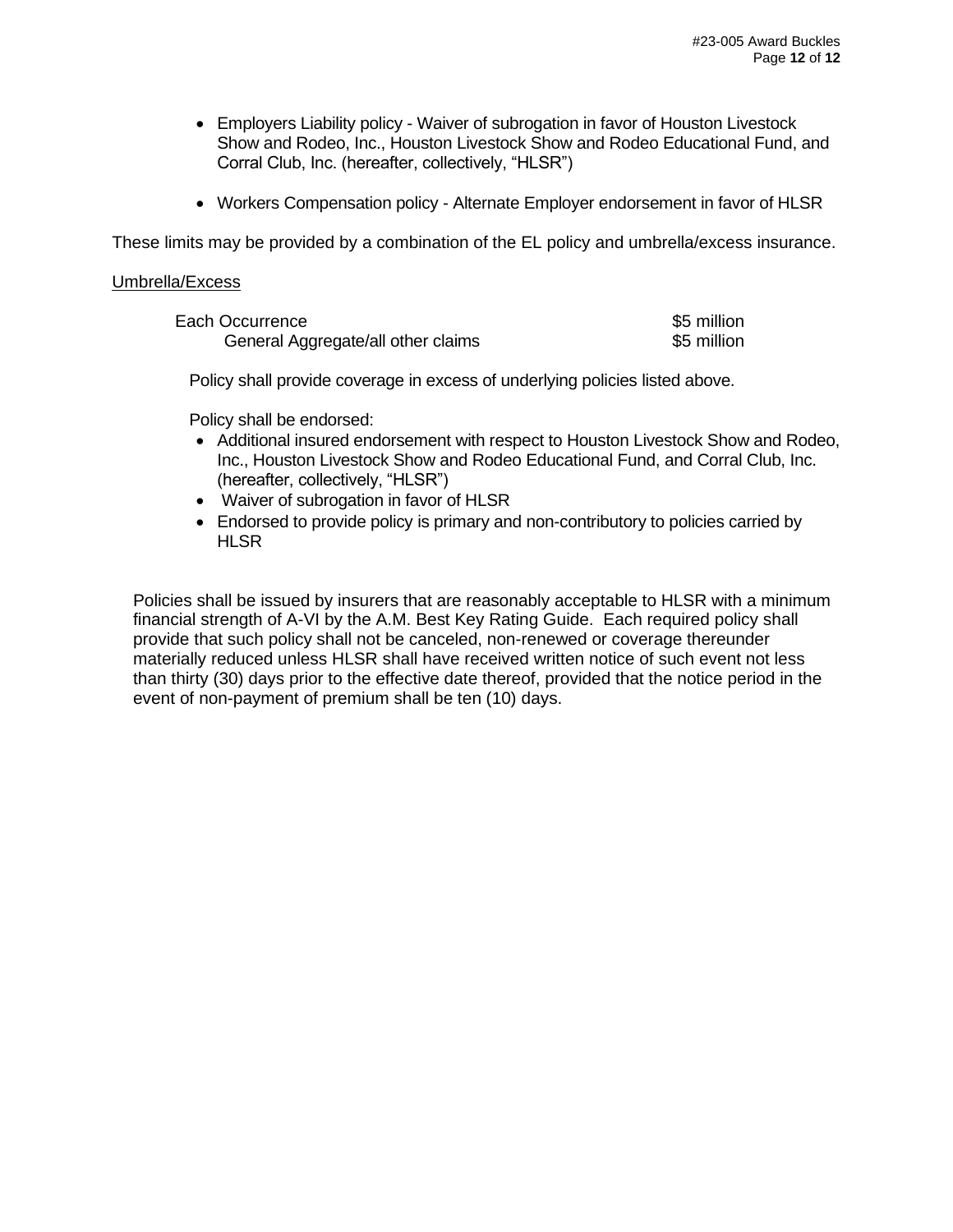- Employers Liability policy - Waiver of subrogation in favor of Houston Livestock Show and Rodeo, Inc., Houston Livestock Show and Rodeo Educational Fund, and Corral Club, Inc. (hereafter, collectively, "HLSR")
- Workers Compensation policy - Alternate Employer endorsement in favor of HLSR

These limits may be provided by a combination of the EL policy and umbrella/excess insurance.

Umbrella/Excess

| | |
|---|---|
| Each Occurrence | $5 million |
| General Aggregate/all other claims | $5 million |

Policy shall provide coverage in excess of underlying policies listed above.

Policy shall be endorsed:

- Additional insured endorsement with respect to Houston Livestock Show and Rodeo, Inc., Houston Livestock Show and Rodeo Educational Fund, and Corral Club, Inc. (hereafter, collectively, "HLSR")
- Waiver of subrogation in favor of HLSR
- Endorsed to provide policy is primary and non-contributory to policies carried by HLSR

Policies shall be issued by insurers that are reasonably acceptable to HLSR with a minimum financial strength of A-VI by the A.M. Best Key Rating Guide. Each required policy shall provide that such policy shall not be canceled, non-renewed or coverage thereunder materially reduced unless HLSR shall have received written notice of such event not less than thirty (30) days prior to the effective date thereof, provided that the notice period in the event of non-payment of premium shall be ten (10) days.